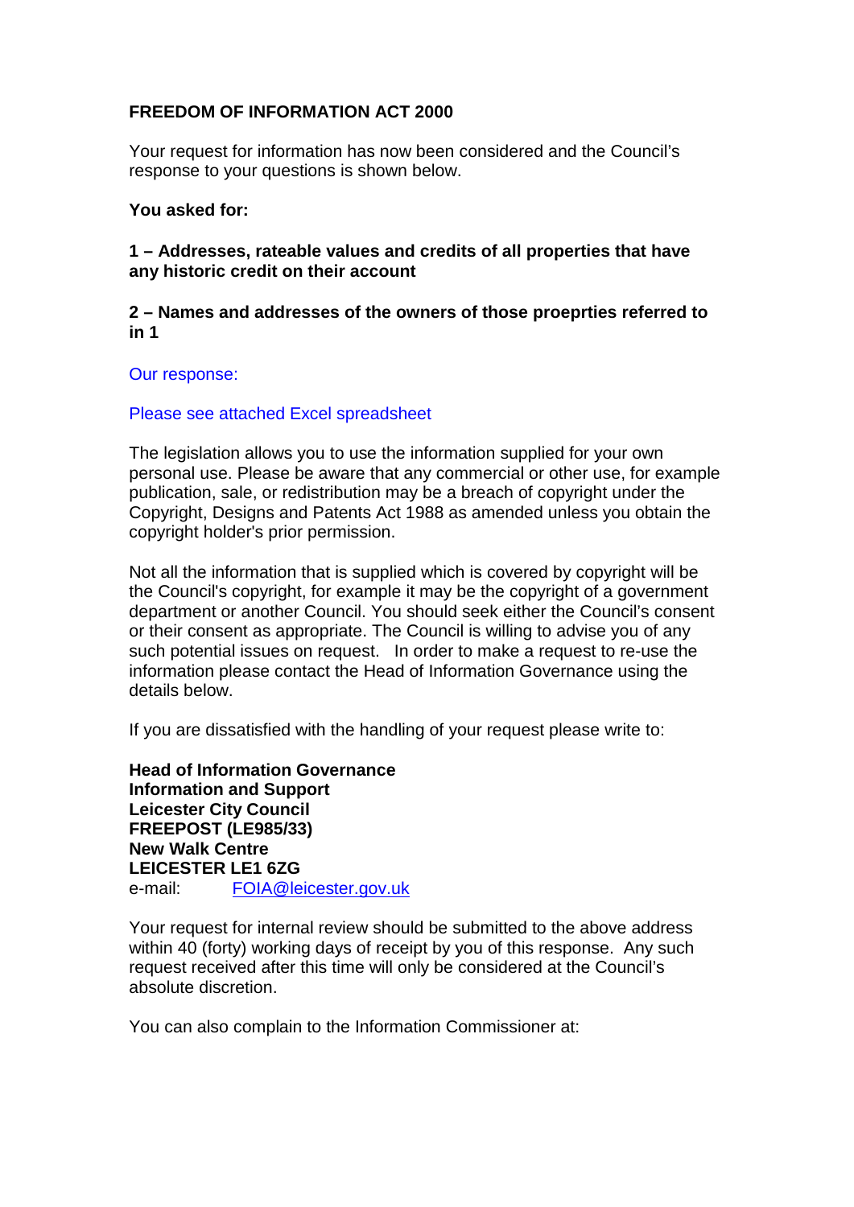**FREEDOM OF INFORMATION ACT 2000**

Your request for information has now been considered and the Council's response to your questions is shown below.

**You asked for:**

**1 – Addresses, rateable values and credits of all properties that have any historic credit on their account**

**2 – Names and addresses of the owners of those proeprties referred to in 1**

Our response:

Please see attached Excel spreadsheet

The legislation allows you to use the information supplied for your own personal use. Please be aware that any commercial or other use, for example publication, sale, or redistribution may be a breach of copyright under the Copyright, Designs and Patents Act 1988 as amended unless you obtain the copyright holder's prior permission.

Not all the information that is supplied which is covered by copyright will be the Council's copyright, for example it may be the copyright of a government department or another Council. You should seek either the Council's consent or their consent as appropriate. The Council is willing to advise you of any such potential issues on request. In order to make a request to re-use the information please contact the Head of Information Governance using the details below.

If you are dissatisfied with the handling of your request please write to:

**Head of Information Governance**
**Information and Support**
**Leicester City Council**
**FREEPOST (LE985/33)**
**New Walk Centre**
**LEICESTER LE1 6ZG**
e-mail: FOIA@leicester.gov.uk

Your request for internal review should be submitted to the above address within 40 (forty) working days of receipt by you of this response. Any such request received after this time will only be considered at the Council's absolute discretion.

You can also complain to the Information Commissioner at: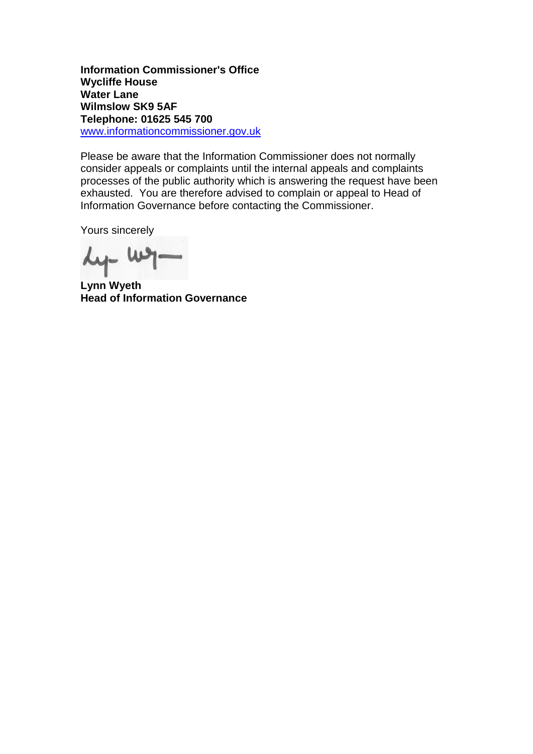**Information Commissioner's Office**
**Wycliffe House**
**Water Lane**
**Wilmslow SK9 5AF**
**Telephone: 01625 545 700**
[www.informationcommissioner.gov.uk](http://www.informationcommissioner.gov.uk)

Please be aware that the Information Commissioner does not normally consider appeals or complaints until the internal appeals and complaints processes of the public authority which is answering the request have been exhausted. You are therefore advised to complain or appeal to Head of Information Governance before contacting the Commissioner.

Yours sincerely

**Lynn Wyeth**
**Head of Information Governance**